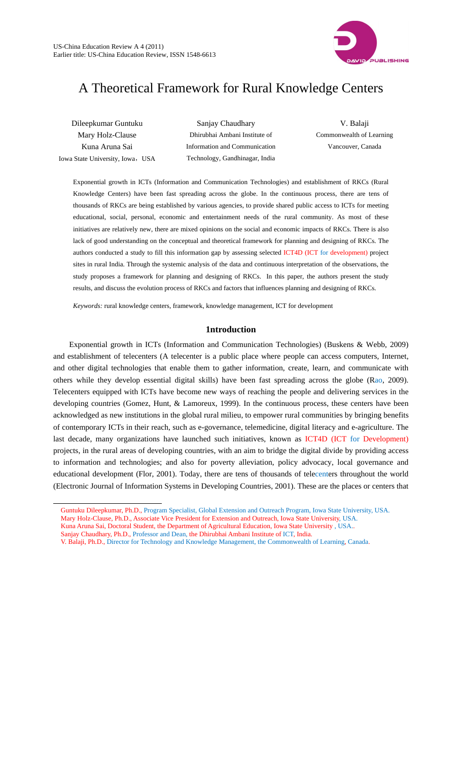# A Theoretical Framework for Rural Knowledge Centers

Dileepkumar Guntuku
Mary Holz-Clause
Kuna Aruna Sai
Iowa State University, Iowa，USA

Sanjay Chaudhary
Dhirubhai Ambani Institute of Information and Communication Technology, Gandhinagar, India

V. Balaji
Commonwealth of Learning
Vancouver, Canada

Exponential growth in ICTs (Information and Communication Technologies) and establishment of RKCs (Rural Knowledge Centers) have been fast spreading across the globe. In the continuous process, there are tens of thousands of RKCs are being established by various agencies, to provide shared public access to ICTs for meeting educational, social, personal, economic and entertainment needs of the rural community. As most of these initiatives are relatively new, there are mixed opinions on the social and economic impacts of RKCs. There is also lack of good understanding on the conceptual and theoretical framework for planning and designing of RKCs. The authors conducted a study to fill this information gap by assessing selected ICT4D (ICT for development) project sites in rural India. Through the systemic analysis of the data and continuous interpretation of the observations, the study proposes a framework for planning and designing of RKCs. In this paper, the authors present the study results, and discuss the evolution process of RKCs and factors that influences planning and designing of RKCs.

*Keywords:* rural knowledge centers, framework, knowledge management, ICT for development

## 1introduction

Exponential growth in ICTs (Information and Communication Technologies) (Buskens & Webb, 2009) and establishment of telecenters (A telecenter is a public place where people can access computers, Internet, and other digital technologies that enable them to gather information, create, learn, and communicate with others while they develop essential digital skills) have been fast spreading across the globe (Rao, 2009). Telecenters equipped with ICTs have become new ways of reaching the people and delivering services in the developing countries (Gomez, Hunt, & Lamoreux, 1999). In the continuous process, these centers have been acknowledged as new institutions in the global rural milieu, to empower rural communities by bringing benefits of contemporary ICTs in their reach, such as e-governance, telemedicine, digital literacy and e-agriculture. The last decade, many organizations have launched such initiatives, known as ICT4D (ICT for Development) projects, in the rural areas of developing countries, with an aim to bridge the digital divide by providing access to information and technologies; and also for poverty alleviation, policy advocacy, local governance and educational development (Flor, 2001). Today, there are tens of thousands of telecenters throughout the world (Electronic Journal of Information Systems in Developing Countries, 2001). These are the places or centers that

---

Guntuku Dileepkumar, Ph.D., Program Specialist, Global Extension and Outreach Program, Iowa State University, USA.
Mary Holz-Clause, Ph.D., Associate Vice President for Extension and Outreach, Iowa State University, USA.
Kuna Aruna Sai, Doctoral Student, the Department of Agricultural Education, Iowa State University , USA..
Sanjay Chaudhary, Ph.D., Professor and Dean, the Dhirubhai Ambani Institute of ICT, India.
V. Balaji, Ph.D., Director for Technology and Knowledge Management, the Commonwealth of Learning, Canada.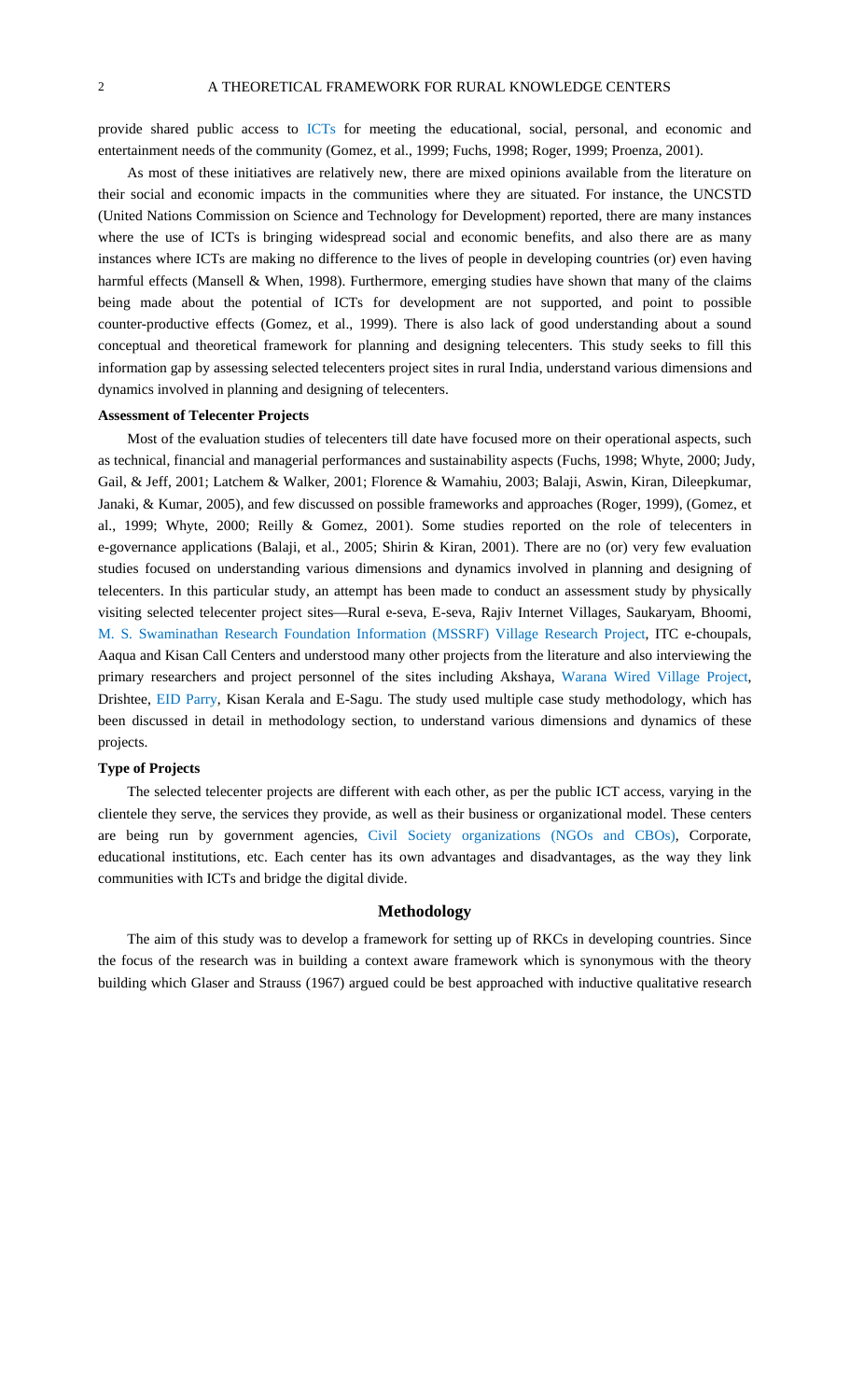provide shared public access to ICTs for meeting the educational, social, personal, and economic and entertainment needs of the community (Gomez, et al., 1999; Fuchs, 1998; Roger, 1999; Proenza, 2001).

As most of these initiatives are relatively new, there are mixed opinions available from the literature on their social and economic impacts in the communities where they are situated. For instance, the UNCSTD (United Nations Commission on Science and Technology for Development) reported, there are many instances where the use of ICTs is bringing widespread social and economic benefits, and also there are as many instances where ICTs are making no difference to the lives of people in developing countries (or) even having harmful effects (Mansell & When, 1998). Furthermore, emerging studies have shown that many of the claims being made about the potential of ICTs for development are not supported, and point to possible counter-productive effects (Gomez, et al., 1999). There is also lack of good understanding about a sound conceptual and theoretical framework for planning and designing telecenters. This study seeks to fill this information gap by assessing selected telecenters project sites in rural India, understand various dimensions and dynamics involved in planning and designing of telecenters.

### Assessment of Telecenter Projects

Most of the evaluation studies of telecenters till date have focused more on their operational aspects, such as technical, financial and managerial performances and sustainability aspects (Fuchs, 1998; Whyte, 2000; Judy, Gail, & Jeff, 2001; Latchem & Walker, 2001; Florence & Wamahiu, 2003; Balaji, Aswin, Kiran, Dileepkumar, Janaki, & Kumar, 2005), and few discussed on possible frameworks and approaches (Roger, 1999), (Gomez, et al., 1999; Whyte, 2000; Reilly & Gomez, 2001). Some studies reported on the role of telecenters in e-governance applications (Balaji, et al., 2005; Shirin & Kiran, 2001). There are no (or) very few evaluation studies focused on understanding various dimensions and dynamics involved in planning and designing of telecenters. In this particular study, an attempt has been made to conduct an assessment study by physically visiting selected telecenter project sites—Rural e-seva, E-seva, Rajiv Internet Villages, Saukaryam, Bhoomi, M. S. Swaminathan Research Foundation Information (MSSRF) Village Research Project, ITC e-choupals, Aaqua and Kisan Call Centers and understood many other projects from the literature and also interviewing the primary researchers and project personnel of the sites including Akshaya, Warana Wired Village Project, Drishtee, EID Parry, Kisan Kerala and E-Sagu. The study used multiple case study methodology, which has been discussed in detail in methodology section, to understand various dimensions and dynamics of these projects.

### Type of Projects

The selected telecenter projects are different with each other, as per the public ICT access, varying in the clientele they serve, the services they provide, as well as their business or organizational model. These centers are being run by government agencies, Civil Society organizations (NGOs and CBOs), Corporate, educational institutions, etc. Each center has its own advantages and disadvantages, as the way they link communities with ICTs and bridge the digital divide.

## Methodology

The aim of this study was to develop a framework for setting up of RKCs in developing countries. Since the focus of the research was in building a context aware framework which is synonymous with the theory building which Glaser and Strauss (1967) argued could be best approached with inductive qualitative research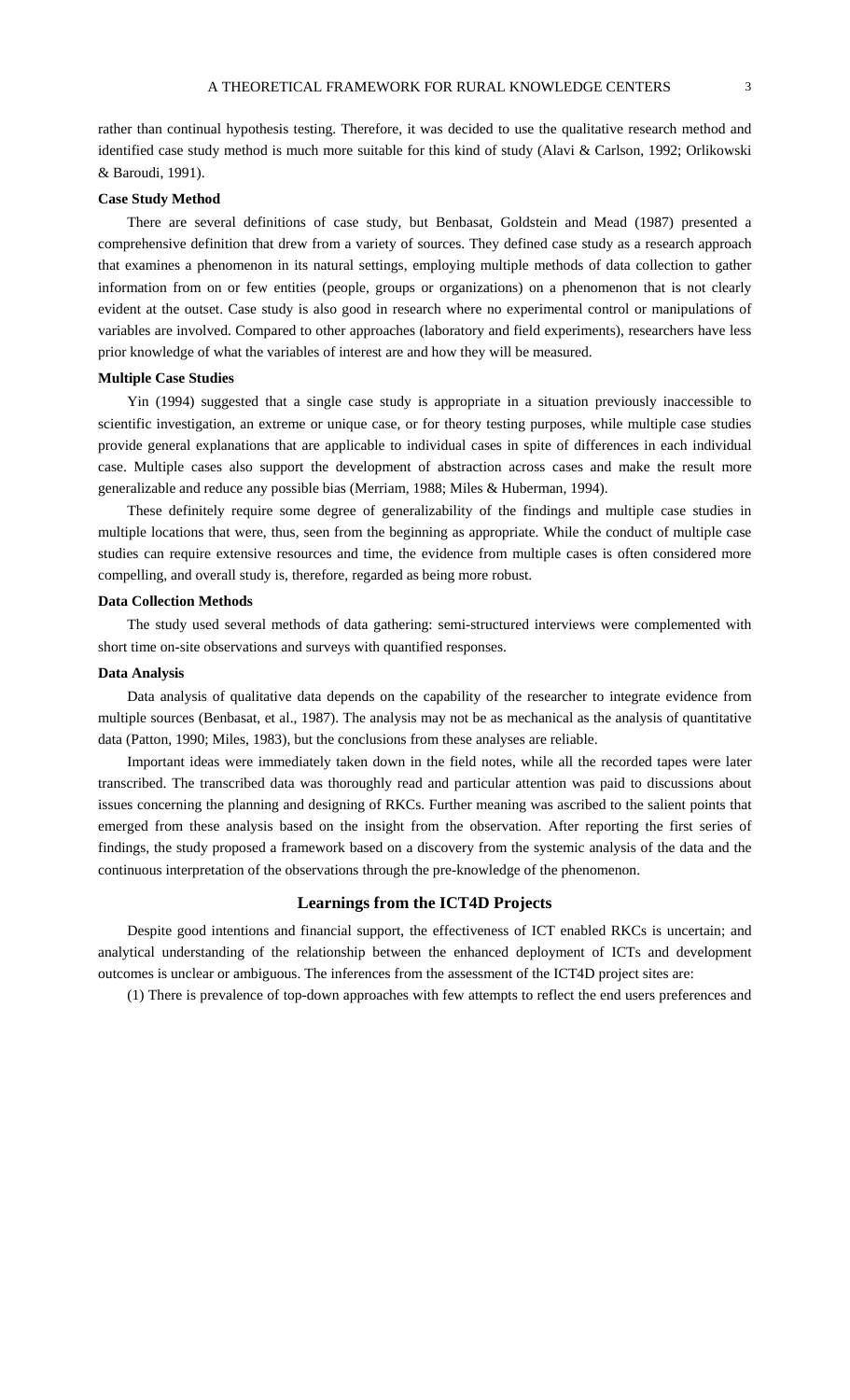rather than continual hypothesis testing. Therefore, it was decided to use the qualitative research method and identified case study method is much more suitable for this kind of study (Alavi & Carlson, 1992; Orlikowski & Baroudi, 1991).

### Case Study Method

There are several definitions of case study, but Benbasat, Goldstein and Mead (1987) presented a comprehensive definition that drew from a variety of sources. They defined case study as a research approach that examines a phenomenon in its natural settings, employing multiple methods of data collection to gather information from on or few entities (people, groups or organizations) on a phenomenon that is not clearly evident at the outset. Case study is also good in research where no experimental control or manipulations of variables are involved. Compared to other approaches (laboratory and field experiments), researchers have less prior knowledge of what the variables of interest are and how they will be measured.

### Multiple Case Studies

Yin (1994) suggested that a single case study is appropriate in a situation previously inaccessible to scientific investigation, an extreme or unique case, or for theory testing purposes, while multiple case studies provide general explanations that are applicable to individual cases in spite of differences in each individual case. Multiple cases also support the development of abstraction across cases and make the result more generalizable and reduce any possible bias (Merriam, 1988; Miles & Huberman, 1994).

These definitely require some degree of generalizability of the findings and multiple case studies in multiple locations that were, thus, seen from the beginning as appropriate. While the conduct of multiple case studies can require extensive resources and time, the evidence from multiple cases is often considered more compelling, and overall study is, therefore, regarded as being more robust.

### Data Collection Methods

The study used several methods of data gathering: semi-structured interviews were complemented with short time on-site observations and surveys with quantified responses.

### Data Analysis

Data analysis of qualitative data depends on the capability of the researcher to integrate evidence from multiple sources (Benbasat, et al., 1987). The analysis may not be as mechanical as the analysis of quantitative data (Patton, 1990; Miles, 1983), but the conclusions from these analyses are reliable.

Important ideas were immediately taken down in the field notes, while all the recorded tapes were later transcribed. The transcribed data was thoroughly read and particular attention was paid to discussions about issues concerning the planning and designing of RKCs. Further meaning was ascribed to the salient points that emerged from these analysis based on the insight from the observation. After reporting the first series of findings, the study proposed a framework based on a discovery from the systemic analysis of the data and the continuous interpretation of the observations through the pre-knowledge of the phenomenon.

## Learnings from the ICT4D Projects

Despite good intentions and financial support, the effectiveness of ICT enabled RKCs is uncertain; and analytical understanding of the relationship between the enhanced deployment of ICTs and development outcomes is unclear or ambiguous. The inferences from the assessment of the ICT4D project sites are:

(1) There is prevalence of top-down approaches with few attempts to reflect the end users preferences and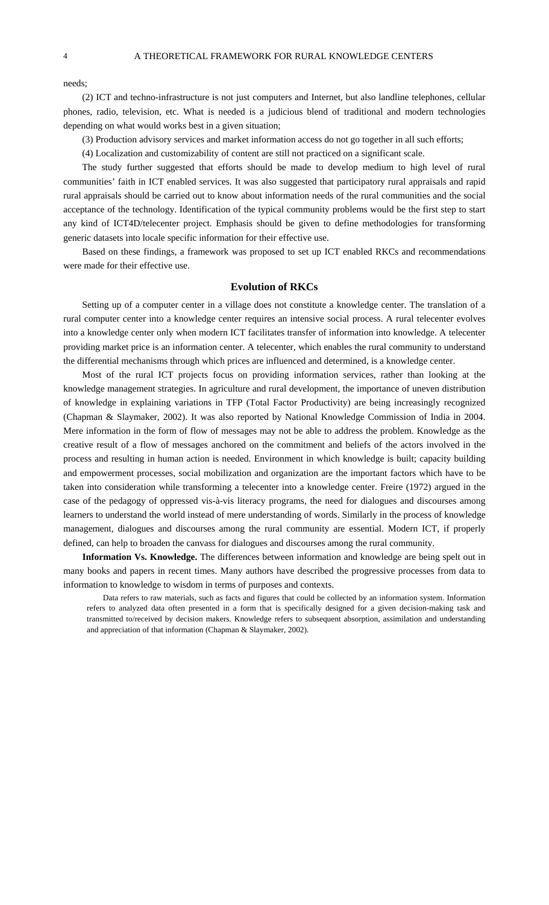needs;

(2) ICT and techno-infrastructure is not just computers and Internet, but also landline telephones, cellular phones, radio, television, etc. What is needed is a judicious blend of traditional and modern technologies depending on what would works best in a given situation;

(3) Production advisory services and market information access do not go together in all such efforts;

(4) Localization and customizability of content are still not practiced on a significant scale.

The study further suggested that efforts should be made to develop medium to high level of rural communities' faith in ICT enabled services. It was also suggested that participatory rural appraisals and rapid rural appraisals should be carried out to know about information needs of the rural communities and the social acceptance of the technology. Identification of the typical community problems would be the first step to start any kind of ICT4D/telecenter project. Emphasis should be given to define methodologies for transforming generic datasets into locale specific information for their effective use.

Based on these findings, a framework was proposed to set up ICT enabled RKCs and recommendations were made for their effective use.

## Evolution of RKCs

Setting up of a computer center in a village does not constitute a knowledge center. The translation of a rural computer center into a knowledge center requires an intensive social process. A rural telecenter evolves into a knowledge center only when modern ICT facilitates transfer of information into knowledge. A telecenter providing market price is an information center. A telecenter, which enables the rural community to understand the differential mechanisms through which prices are influenced and determined, is a knowledge center.

Most of the rural ICT projects focus on providing information services, rather than looking at the knowledge management strategies. In agriculture and rural development, the importance of uneven distribution of knowledge in explaining variations in TFP (Total Factor Productivity) are being increasingly recognized (Chapman & Slaymaker, 2002). It was also reported by National Knowledge Commission of India in 2004. Mere information in the form of flow of messages may not be able to address the problem. Knowledge as the creative result of a flow of messages anchored on the commitment and beliefs of the actors involved in the process and resulting in human action is needed. Environment in which knowledge is built; capacity building and empowerment processes, social mobilization and organization are the important factors which have to be taken into consideration while transforming a telecenter into a knowledge center. Freire (1972) argued in the case of the pedagogy of oppressed vis-à-vis literacy programs, the need for dialogues and discourses among learners to understand the world instead of mere understanding of words. Similarly in the process of knowledge management, dialogues and discourses among the rural community are essential. Modern ICT, if properly defined, can help to broaden the canvass for dialogues and discourses among the rural community.

**Information Vs. Knowledge.** The differences between information and knowledge are being spelt out in many books and papers in recent times. Many authors have described the progressive processes from data to information to knowledge to wisdom in terms of purposes and contexts.

> Data refers to raw materials, such as facts and figures that could be collected by an information system. Information refers to analyzed data often presented in a form that is specifically designed for a given decision-making task and transmitted to/received by decision makers. Knowledge refers to subsequent absorption, assimilation and understanding and appreciation of that information (Chapman & Slaymaker, 2002).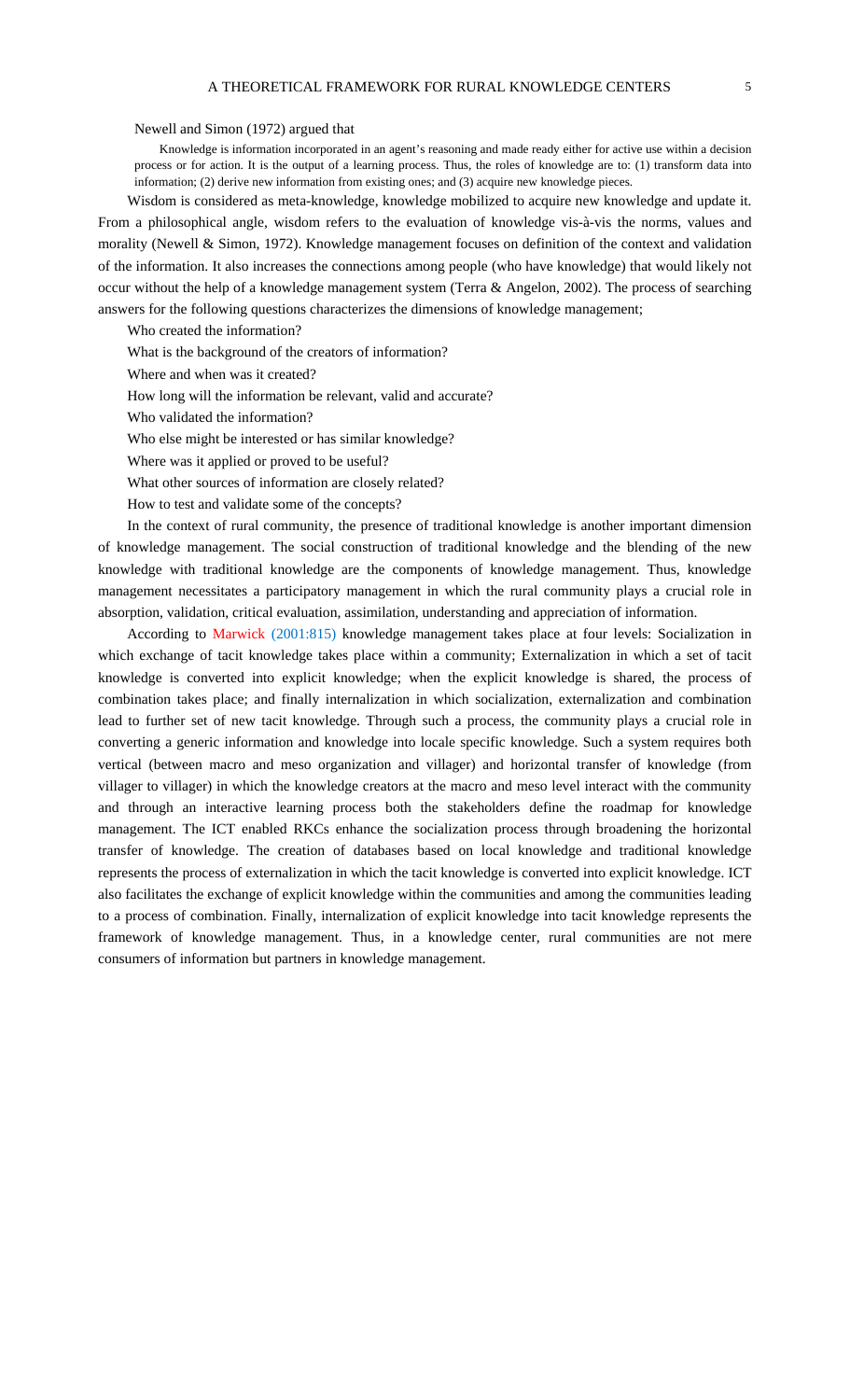Newell and Simon (1972) argued that

> Knowledge is information incorporated in an agent's reasoning and made ready either for active use within a decision process or for action. It is the output of a learning process. Thus, the roles of knowledge are to: (1) transform data into information; (2) derive new information from existing ones; and (3) acquire new knowledge pieces.

Wisdom is considered as meta-knowledge, knowledge mobilized to acquire new knowledge and update it. From a philosophical angle, wisdom refers to the evaluation of knowledge vis-à-vis the norms, values and morality (Newell & Simon, 1972). Knowledge management focuses on definition of the context and validation of the information. It also increases the connections among people (who have knowledge) that would likely not occur without the help of a knowledge management system (Terra & Angelon, 2002). The process of searching answers for the following questions characterizes the dimensions of knowledge management;

Who created the information?

What is the background of the creators of information?

Where and when was it created?

How long will the information be relevant, valid and accurate?

Who validated the information?

Who else might be interested or has similar knowledge?

Where was it applied or proved to be useful?

What other sources of information are closely related?

How to test and validate some of the concepts?

In the context of rural community, the presence of traditional knowledge is another important dimension of knowledge management. The social construction of traditional knowledge and the blending of the new knowledge with traditional knowledge are the components of knowledge management. Thus, knowledge management necessitates a participatory management in which the rural community plays a crucial role in absorption, validation, critical evaluation, assimilation, understanding and appreciation of information.

According to Marwick (2001:815) knowledge management takes place at four levels: Socialization in which exchange of tacit knowledge takes place within a community; Externalization in which a set of tacit knowledge is converted into explicit knowledge; when the explicit knowledge is shared, the process of combination takes place; and finally internalization in which socialization, externalization and combination lead to further set of new tacit knowledge. Through such a process, the community plays a crucial role in converting a generic information and knowledge into locale specific knowledge. Such a system requires both vertical (between macro and meso organization and villager) and horizontal transfer of knowledge (from villager to villager) in which the knowledge creators at the macro and meso level interact with the community and through an interactive learning process both the stakeholders define the roadmap for knowledge management. The ICT enabled RKCs enhance the socialization process through broadening the horizontal transfer of knowledge. The creation of databases based on local knowledge and traditional knowledge represents the process of externalization in which the tacit knowledge is converted into explicit knowledge. ICT also facilitates the exchange of explicit knowledge within the communities and among the communities leading to a process of combination. Finally, internalization of explicit knowledge into tacit knowledge represents the framework of knowledge management. Thus, in a knowledge center, rural communities are not mere consumers of information but partners in knowledge management.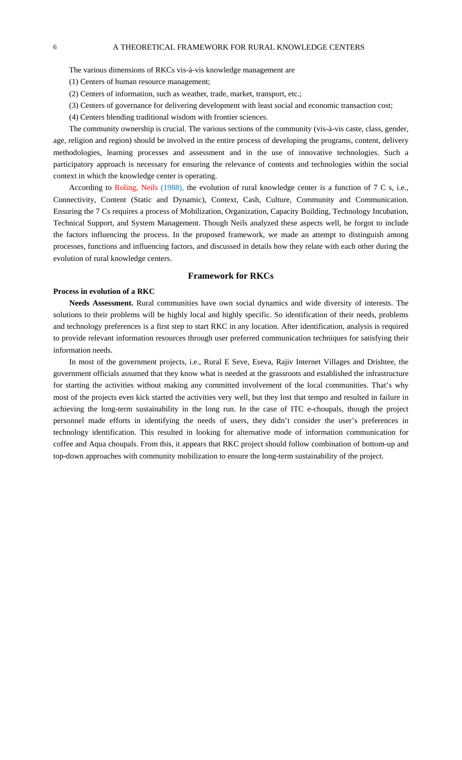The various dimensions of RKCs vis-à-vis knowledge management are

(1) Centers of human resource management;

(2) Centers of information, such as weather, trade, market, transport, etc.;

(3) Centers of governance for delivering development with least social and economic transaction cost;

(4) Centers blending traditional wisdom with frontier sciences.

The community ownership is crucial. The various sections of the community (vis-à-vis caste, class, gender, age, religion and region) should be involved in the entire process of developing the programs, content, delivery methodologies, learning processes and assessment and in the use of innovative technologies. Such a participatory approach is necessary for ensuring the relevance of contents and technologies within the social context in which the knowledge center is operating.

According to Roling, Neils (1988), the evolution of rural knowledge center is a function of 7 C s, i.e., Connectivity, Content (Static and Dynamic), Context, Cash, Culture, Community and Communication. Ensuring the 7 Cs requires a process of Mobilization, Organization, Capacity Building, Technology Incubation, Technical Support, and System Management. Though Neils analyzed these aspects well, he forgot to include the factors influencing the process. In the proposed framework, we made an attempt to distinguish among processes, functions and influencing factors, and discussed in details how they relate with each other during the evolution of rural knowledge centers.

## Framework for RKCs

### Process in evolution of a RKC

**Needs Assessment.** Rural communities have own social dynamics and wide diversity of interests. The solutions to their problems will be highly local and highly specific. So identification of their needs, problems and technology preferences is a first step to start RKC in any location. After identification, analysis is required to provide relevant information resources through user preferred communication techniques for satisfying their information needs.

In most of the government projects, i.e., Rural E Seve, Eseva, Rajiv Internet Villages and Drishtee, the government officials assumed that they know what is needed at the grassroots and established the infrastructure for starting the activities without making any committed involvement of the local communities. That's why most of the projects even kick started the activities very well, but they lost that tempo and resulted in failure in achieving the long-term sustainability in the long run. In the case of ITC e-choupals, though the project personnel made efforts in identifying the needs of users, they didn't consider the user's preferences in technology identification. This resulted in looking for alternative mode of information communication for coffee and Aqua choupals. From this, it appears that RKC project should follow combination of bottom-up and top-down approaches with community mobilization to ensure the long-term sustainability of the project.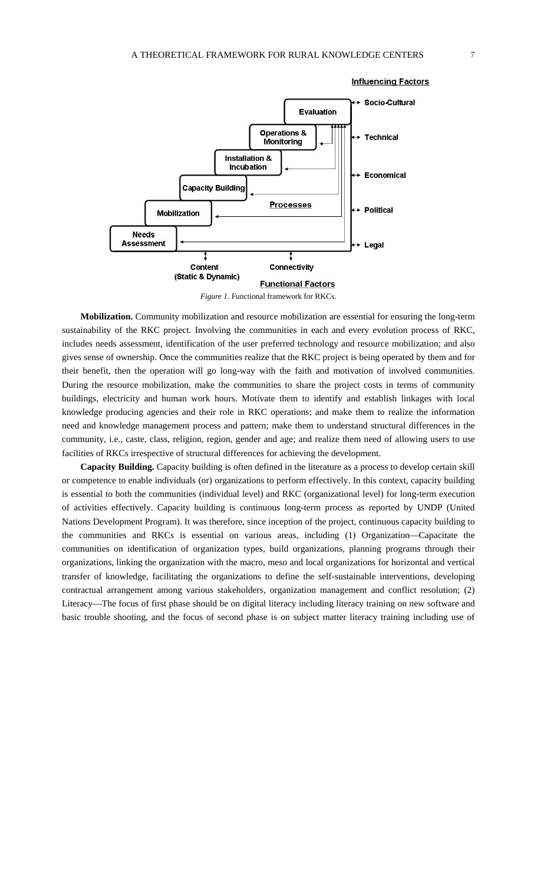Influencing Factors

Evaluation — Socio-Cultural

Operations & Monitoring — Technical

Installation & Incubation — Economical

Capacity Building — Political

Mobilization

Needs Assessment — Legal

Processes

Content (Static & Dynamic)

Connectivity

Functional Factors

*Figure 1.* Functional framework for RKCs.

**Mobilization.** Community mobilization and resource mobilization are essential for ensuring the long-term sustainability of the RKC project. Involving the communities in each and every evolution process of RKC, includes needs assessment, identification of the user preferred technology and resource mobilization; and also gives sense of ownership. Once the communities realize that the RKC project is being operated by them and for their benefit, then the operation will go long-way with the faith and motivation of involved communities. During the resource mobilization, make the communities to share the project costs in terms of community buildings, electricity and human work hours. Motivate them to identify and establish linkages with local knowledge producing agencies and their role in RKC operations; and make them to realize the information need and knowledge management process and pattern; make them to understand structural differences in the community, i.e., caste, class, religion, region, gender and age; and realize them need of allowing users to use facilities of RKCs irrespective of structural differences for achieving the development.

**Capacity Building.** Capacity building is often defined in the literature as a process to develop certain skill or competence to enable individuals (or) organizations to perform effectively. In this context, capacity building is essential to both the communities (individual level) and RKC (organizational level) for long-term execution of activities effectively. Capacity building is continuous long-term process as reported by UNDP (United Nations Development Program). It was therefore, since inception of the project, continuous capacity building to the communities and RKCs is essential on various areas, including (1) Organization—Capacitate the communities on identification of organization types, build organizations, planning programs through their organizations, linking the organization with the macro, meso and local organizations for horizontal and vertical transfer of knowledge, facilitating the organizations to define the self-sustainable interventions, developing contractual arrangement among various stakeholders, organization management and conflict resolution; (2) Literacy—The focus of first phase should be on digital literacy including literacy training on new software and basic trouble shooting, and the focus of second phase is on subject matter literacy training including use of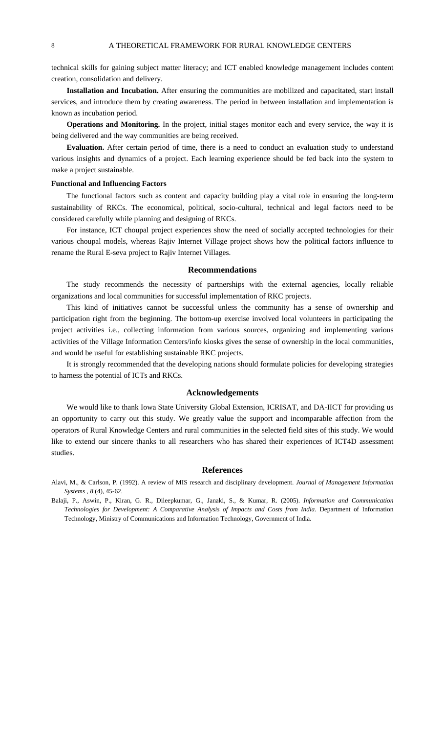technical skills for gaining subject matter literacy; and ICT enabled knowledge management includes content creation, consolidation and delivery.

**Installation and Incubation.** After ensuring the communities are mobilized and capacitated, start install services, and introduce them by creating awareness. The period in between installation and implementation is known as incubation period.

**Operations and Monitoring.** In the project, initial stages monitor each and every service, the way it is being delivered and the way communities are being received.

**Evaluation.** After certain period of time, there is a need to conduct an evaluation study to understand various insights and dynamics of a project. Each learning experience should be fed back into the system to make a project sustainable.

### Functional and Influencing Factors

The functional factors such as content and capacity building play a vital role in ensuring the long-term sustainability of RKCs. The economical, political, socio-cultural, technical and legal factors need to be considered carefully while planning and designing of RKCs.

For instance, ICT choupal project experiences show the need of socially accepted technologies for their various choupal models, whereas Rajiv Internet Village project shows how the political factors influence to rename the Rural E-seva project to Rajiv Internet Villages.

## Recommendations

The study recommends the necessity of partnerships with the external agencies, locally reliable organizations and local communities for successful implementation of RKC projects.

This kind of initiatives cannot be successful unless the community has a sense of ownership and participation right from the beginning. The bottom-up exercise involved local volunteers in participating the project activities i.e., collecting information from various sources, organizing and implementing various activities of the Village Information Centers/info kiosks gives the sense of ownership in the local communities, and would be useful for establishing sustainable RKC projects.

It is strongly recommended that the developing nations should formulate policies for developing strategies to harness the potential of ICTs and RKCs.

## Acknowledgements

We would like to thank Iowa State University Global Extension, ICRISAT, and DA-IICT for providing us an opportunity to carry out this study. We greatly value the support and incomparable affection from the operators of Rural Knowledge Centers and rural communities in the selected field sites of this study. We would like to extend our sincere thanks to all researchers who has shared their experiences of ICT4D assessment studies.

## References

Alavi, M., & Carlson, P. (1992). A review of MIS research and disciplinary development. *Journal of Management Information Systems , 8* (4), 45-62.

Balaji, P., Aswin, P., Kiran, G. R., Dileepkumar, G., Janaki, S., & Kumar, R. (2005). *Information and Communication Technologies for Development: A Comparative Analysis of Impacts and Costs from India.* Department of Information Technology, Ministry of Communications and Information Technology, Government of India.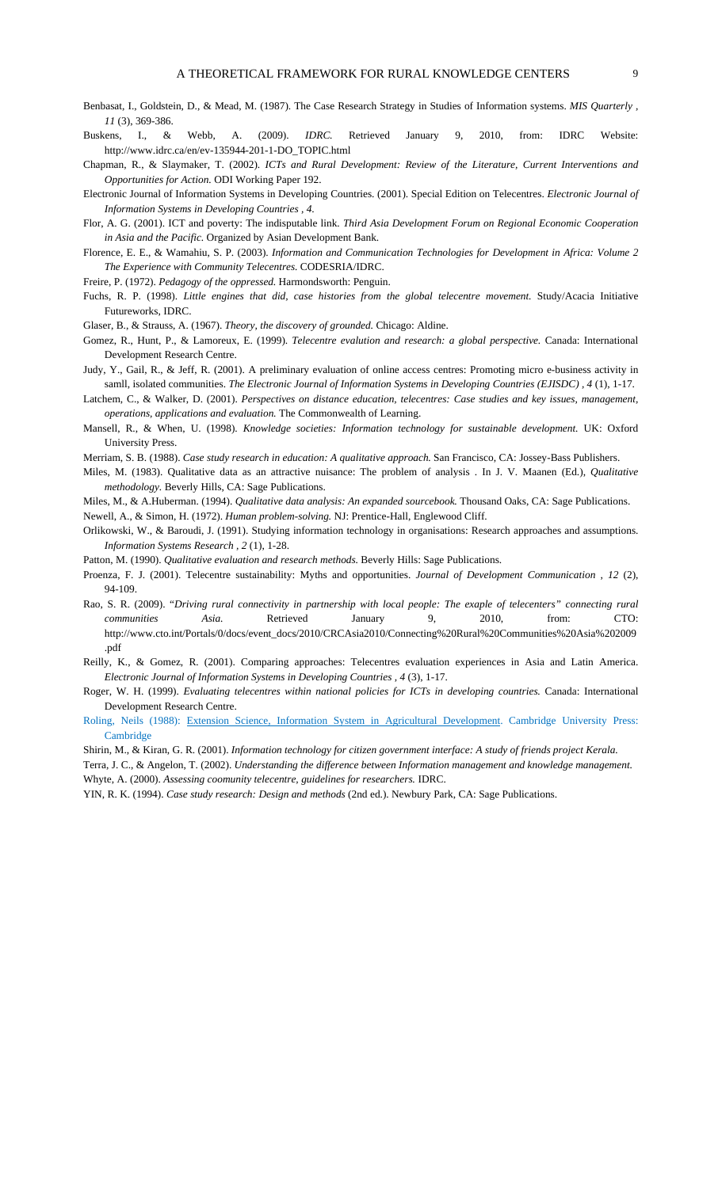Benbasat, I., Goldstein, D., & Mead, M. (1987). The Case Research Strategy in Studies of Information systems. *MIS Quarterly , 11* (3), 369-386.

Buskens, I., & Webb, A. (2009). *IDRC.* Retrieved January 9, 2010, from: IDRC Website: http://www.idrc.ca/en/ev-135944-201-1-DO_TOPIC.html

Chapman, R., & Slaymaker, T. (2002). *ICTs and Rural Development: Review of the Literature, Current Interventions and Opportunities for Action.* ODI Working Paper 192.

Electronic Journal of Information Systems in Developing Countries. (2001). Special Edition on Telecentres. *Electronic Journal of Information Systems in Developing Countries , 4.*

Flor, A. G. (2001). ICT and poverty: The indisputable link. *Third Asia Development Forum on Regional Economic Cooperation in Asia and the Pacific.* Organized by Asian Development Bank.

Florence, E. E., & Wamahiu, S. P. (2003). *Information and Communication Technologies for Development in Africa: Volume 2 The Experience with Community Telecentres.* CODESRIA/IDRC.

Freire, P. (1972). *Pedagogy of the oppressed.* Harmondsworth: Penguin.

Fuchs, R. P. (1998). *Little engines that did, case histories from the global telecentre movement.* Study/Acacia Initiative Futureworks, IDRC.

Glaser, B., & Strauss, A. (1967). *Theory, the discovery of grounded.* Chicago: Aldine.

Gomez, R., Hunt, P., & Lamoreux, E. (1999). *Telecentre evalution and research: a global perspective.* Canada: International Development Research Centre.

Judy, Y., Gail, R., & Jeff, R. (2001). A preliminary evaluation of online access centres: Promoting micro e-business activity in samll, isolated communities. *The Electronic Journal of Information Systems in Developing Countries (EJISDC) , 4* (1), 1-17.

Latchem, C., & Walker, D. (2001). *Perspectives on distance education, telecentres: Case studies and key issues, management, operations, applications and evaluation.* The Commonwealth of Learning.

Mansell, R., & When, U. (1998). *Knowledge societies: Information technology for sustainable development.* UK: Oxford University Press.

Merriam, S. B. (1988). *Case study research in education: A qualitative approach.* San Francisco, CA: Jossey-Bass Publishers.

Miles, M. (1983). Qualitative data as an attractive nuisance: The problem of analysis . In J. V. Maanen (Ed.), *Qualitative methodology.* Beverly Hills, CA: Sage Publications.

Miles, M., & A.Huberman. (1994). *Qualitative data analysis: An expanded sourcebook.* Thousand Oaks, CA: Sage Publications.

Newell, A., & Simon, H. (1972). *Human problem-solving.* NJ: Prentice-Hall, Englewood Cliff.

Orlikowski, W., & Baroudi, J. (1991). Studying information technology in organisations: Research approaches and assumptions. *Information Systems Research , 2* (1), 1-28.

Patton, M. (1990). *Qualitative evaluation and research methods.* Beverly Hills: Sage Publications.

Proenza, F. J. (2001). Telecentre sustainability: Myths and opportunities. *Journal of Development Communication , 12* (2), 94-109.

Rao, S. R. (2009). "*Driving rural connectivity in partnership with local people: The exaple of telecenters" connecting rural communities Asia.* Retrieved January 9, 2010, from: CTO: http://www.cto.int/Portals/0/docs/event_docs/2010/CRCAsia2010/Connecting%20Rural%20Communities%20Asia%202009.pdf

Reilly, K., & Gomez, R. (2001). Comparing approaches: Telecentres evaluation experiences in Asia and Latin America. *Electronic Journal of Information Systems in Developing Countries , 4* (3), 1-17.

Roger, W. H. (1999). *Evaluating telecentres within national policies for ICTs in developing countries.* Canada: International Development Research Centre.

Roling, Neils (1988): Extension Science, Information System in Agricultural Development. Cambridge University Press: Cambridge

Shirin, M., & Kiran, G. R. (2001). *Information technology for citizen government interface: A study of friends project Kerala.*

Terra, J. C., & Angelon, T. (2002). *Understanding the difference between Information management and knowledge management.*

Whyte, A. (2000). *Assessing coomunity telecentre, guidelines for researchers.* IDRC.

YIN, R. K. (1994). *Case study research: Design and methods* (2nd ed.). Newbury Park, CA: Sage Publications.